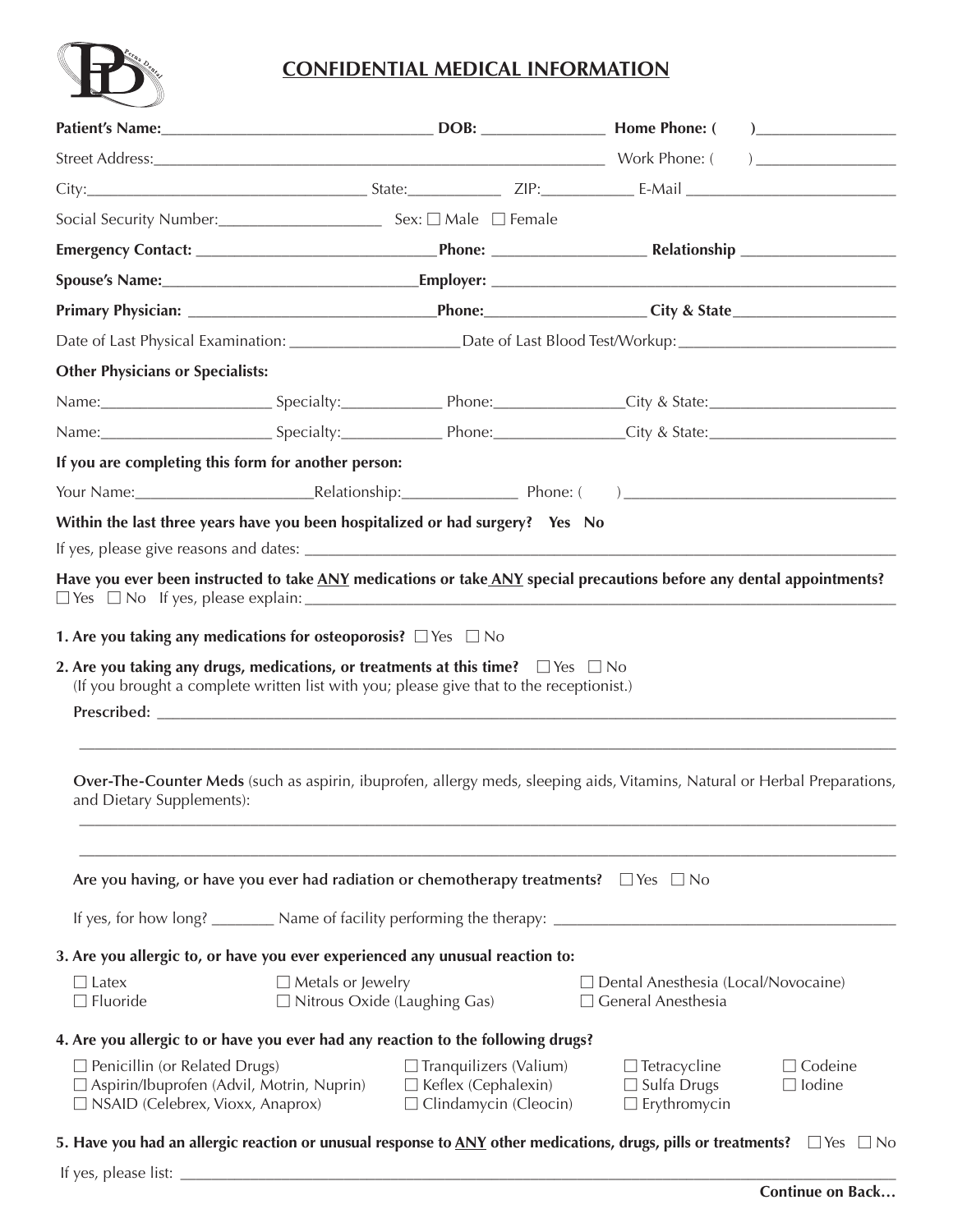## CONFIDENTIAL MEDICAL INFORMATION

**Patient's Name:**_________________________________ **DOB:** _______________ **Home Phone: (** **)**_________________

Street Address:___________________________________________________________ Work Phone: ( ) _________________

City:__________________________________ State:____________ ZIP:___________ E-Mail __________________________

Social Security Number:____________________ Sex: ☐ Male ☐ Female

**Emergency Contact:** _____________________________ **Phone:** ___________________ **Relationship** ___________________

**Spouse's Name:**_______________________________ **Employer:** _______________________________________________

**Primary Physician:** _____________________________ **Phone:**___________________ **City & State**____________________

Date of Last Physical Examination: _____________________ Date of Last Blood Test/Workup:__________________________

**Other Physicians or Specialists:**

Name:____________________ Specialty:____________ Phone:________________ City & State:_______________________

Name:____________________ Specialty:____________ Phone:________________ City & State:_______________________

**If you are completing this form for another person:**

Your Name:_____________________ Relationship:______________ Phone: ( )___________________________________

**Within the last three years have you been hospitalized or had surgery? Yes No**

If yes, please give reasons and dates: ______________________________________________________________________

**Have you ever been instructed to take ANY medications or take ANY special precautions before any dental appointments?**
☐ Yes ☐ No If yes, please explain: _________________________________________________________________________

**1. Are you taking any medications for osteoporosis?** ☐ Yes ☐ No

**2. Are you taking any drugs, medications, or treatments at this time?** ☐ Yes ☐ No
(If you brought a complete written list with you; please give that to the receptionist.)

**Prescribed:** _________________________________________________________________________________________

______________________________________________________________________________________________________

**Over-The-Counter Meds** (such as aspirin, ibuprofen, allergy meds, sleeping aids, Vitamins, Natural or Herbal Preparations, and Dietary Supplements):

______________________________________________________________________________________________________

______________________________________________________________________________________________________

**Are you having, or have you ever had radiation or chemotherapy treatments?** ☐ Yes ☐ No

If yes, for how long? ________ Name of facility performing the therapy: __________________________________________

**3. Are you allergic to, or have you ever experienced any unusual reaction to:**

☐ Latex
☐ Fluoride
☐ Metals or Jewelry
☐ Nitrous Oxide (Laughing Gas)
☐ Dental Anesthesia (Local/Novocaine)
☐ General Anesthesia

**4. Are you allergic to or have you ever had any reaction to the following drugs?**

☐ Penicillin (or Related Drugs)
☐ Aspirin/Ibuprofen (Advil, Motrin, Nuprin)
☐ NSAID (Celebrex, Vioxx, Anaprox)
☐ Tranquilizers (Valium)
☐ Keflex (Cephalexin)
☐ Clindamycin (Cleocin)
☐ Tetracycline
☐ Sulfa Drugs
☐ Erythromycin
☐ Codeine
☐ Iodine

**5. Have you had an allergic reaction or unusual response to ANY other medications, drugs, pills or treatments?** ☐ Yes ☐ No

If yes, please list: ______________________________________________________________________________________

**Continue on Back…**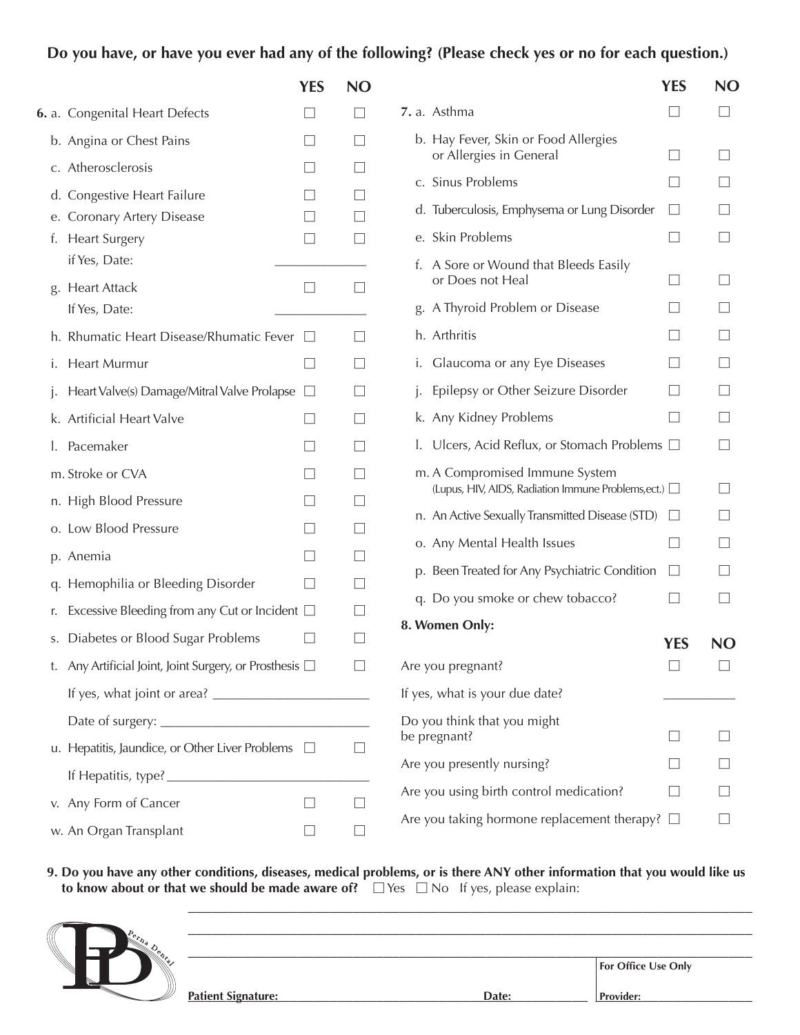**Do you have, or have you ever had any of the following? (Please check yes or no for each question.)**

| | YES | NO |
|---|---|---|
| **6.** a. Congenital Heart Defects | ☐ | ☐ |
| b. Angina or Chest Pains | ☐ | ☐ |
| c. Atherosclerosis | ☐ | ☐ |
| d. Congestive Heart Failure | ☐ | ☐ |
| e. Coronary Artery Disease | ☐ | ☐ |
| f. Heart Surgery | ☐ | ☐ |
| if Yes, Date: ____________ | | |
| g. Heart Attack | ☐ | ☐ |
| If Yes, Date: ____________ | | |
| h. Rhumatic Heart Disease/Rhumatic Fever | ☐ | ☐ |
| i. Heart Murmur | ☐ | ☐ |
| j. Heart Valve(s) Damage/Mitral Valve Prolapse | ☐ | ☐ |
| k. Artificial Heart Valve | ☐ | ☐ |
| l. Pacemaker | ☐ | ☐ |
| m. Stroke or CVA | ☐ | ☐ |
| n. High Blood Pressure | ☐ | ☐ |
| o. Low Blood Pressure | ☐ | ☐ |
| p. Anemia | ☐ | ☐ |
| q. Hemophilia or Bleeding Disorder | ☐ | ☐ |
| r. Excessive Bleeding from any Cut or Incident | ☐ | ☐ |
| s. Diabetes or Blood Sugar Problems | ☐ | ☐ |
| t. Any Artificial Joint, Joint Surgery, or Prosthesis | ☐ | ☐ |
| If yes, what joint or area? ____________________ | | |
| Date of surgery: ____________________________ | | |
| u. Hepatitis, Jaundice, or Other Liver Problems | ☐ | ☐ |
| If Hepatitis, type? __________________________ | | |
| v. Any Form of Cancer | ☐ | ☐ |
| w. An Organ Transplant | ☐ | ☐ |

| | YES | NO |
|---|---|---|
| **7.** a. Asthma | ☐ | ☐ |
| b. Hay Fever, Skin or Food Allergies or Allergies in General | ☐ | ☐ |
| c. Sinus Problems | ☐ | ☐ |
| d. Tuberculosis, Emphysema or Lung Disorder | ☐ | ☐ |
| e. Skin Problems | ☐ | ☐ |
| f. A Sore or Wound that Bleeds Easily or Does not Heal | ☐ | ☐ |
| g. A Thyroid Problem or Disease | ☐ | ☐ |
| h. Arthritis | ☐ | ☐ |
| i. Glaucoma or any Eye Diseases | ☐ | ☐ |
| j. Epilepsy or Other Seizure Disorder | ☐ | ☐ |
| k. Any Kidney Problems | ☐ | ☐ |
| l. Ulcers, Acid Reflux, or Stomach Problems | ☐ | ☐ |
| m. A Compromised Immune System (Lupus, HIV, AIDS, Radiation Immune Problems,ect.) | ☐ | ☐ |
| n. An Active Sexually Transmitted Disease (STD) | ☐ | ☐ |
| o. Any Mental Health Issues | ☐ | ☐ |
| p. Been Treated for Any Psychiatric Condition | ☐ | ☐ |
| q. Do you smoke or chew tobacco? | ☐ | ☐ |

**8. Women Only:**

| | YES | NO |
|---|---|---|
| Are you pregnant? | ☐ | ☐ |
| If yes, what is your due date? ____________ | | |
| Do you think that you might be pregnant? | ☐ | ☐ |
| Are you presently nursing? | ☐ | ☐ |
| Are you using birth control medication? | ☐ | ☐ |
| Are you taking hormone replacement therapy? | ☐ | ☐ |

**9. Do you have any other conditions, diseases, medical problems, or is there ANY other information that you would like us to know about or that we should be made aware of?** ☐ Yes ☐ No If yes, please explain:

______________________________________________________________________

______________________________________________________________________

______________________________________________________________________

Perna Dental

**Patient Signature:** ______________________________ **Date:** ____________

**For Office Use Only**

**Provider:** ____________________